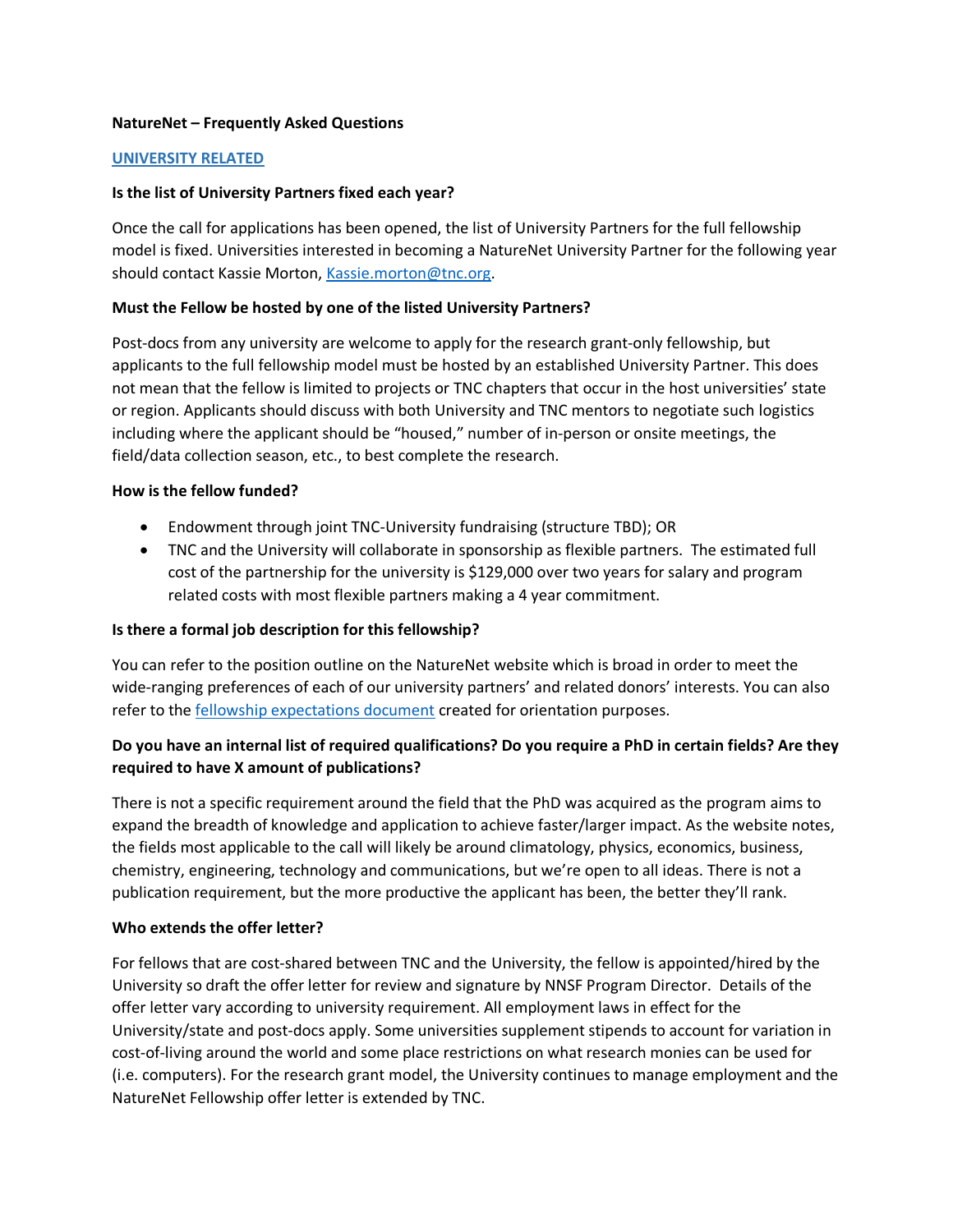**NatureNet – Frequently Asked Questions**

**[UNIVERSITY RELATED]**

**Is the list of University Partners fixed each year?**

Once the call for applications has been opened, the list of University Partners for the full fellowship model is fixed. Universities interested in becoming a NatureNet University Partner for the following year should contact Kassie Morton, Kassie.morton@tnc.org.

**Must the Fellow be hosted by one of the listed University Partners?**

Post-docs from any university are welcome to apply for the research grant-only fellowship, but applicants to the full fellowship model must be hosted by an established University Partner. This does not mean that the fellow is limited to projects or TNC chapters that occur in the host universities' state or region. Applicants should discuss with both University and TNC mentors to negotiate such logistics including where the applicant should be "housed," number of in-person or onsite meetings, the field/data collection season, etc., to best complete the research.

**How is the fellow funded?**

- Endowment through joint TNC-University fundraising (structure TBD); OR
- TNC and the University will collaborate in sponsorship as flexible partners. The estimated full cost of the partnership for the university is $129,000 over two years for salary and program related costs with most flexible partners making a 4 year commitment.

**Is there a formal job description for this fellowship?**

You can refer to the position outline on the NatureNet website which is broad in order to meet the wide-ranging preferences of each of our university partners' and related donors' interests. You can also refer to the fellowship expectations document created for orientation purposes.

**Do you have an internal list of required qualifications? Do you require a PhD in certain fields? Are they required to have X amount of publications?**

There is not a specific requirement around the field that the PhD was acquired as the program aims to expand the breadth of knowledge and application to achieve faster/larger impact. As the website notes, the fields most applicable to the call will likely be around climatology, physics, economics, business, chemistry, engineering, technology and communications, but we're open to all ideas. There is not a publication requirement, but the more productive the applicant has been, the better they'll rank.

**Who extends the offer letter?**

For fellows that are cost-shared between TNC and the University, the fellow is appointed/hired by the University so draft the offer letter for review and signature by NNSF Program Director. Details of the offer letter vary according to university requirement. All employment laws in effect for the University/state and post-docs apply. Some universities supplement stipends to account for variation in cost-of-living around the world and some place restrictions on what research monies can be used for (i.e. computers). For the research grant model, the University continues to manage employment and the NatureNet Fellowship offer letter is extended by TNC.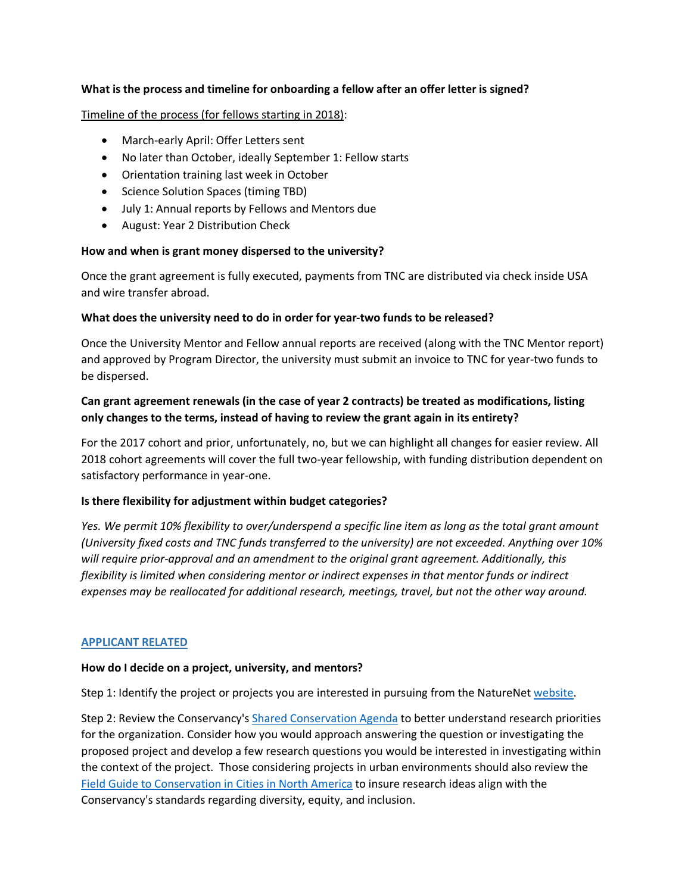**What is the process and timeline for onboarding a fellow after an offer letter is signed?**

Timeline of the process (for fellows starting in 2018):

- March-early April: Offer Letters sent
- No later than October, ideally September 1: Fellow starts
- Orientation training last week in October
- Science Solution Spaces (timing TBD)
- July 1: Annual reports by Fellows and Mentors due
- August: Year 2 Distribution Check

**How and when is grant money dispersed to the university?**

Once the grant agreement is fully executed, payments from TNC are distributed via check inside USA and wire transfer abroad.

**What does the university need to do in order for year-two funds to be released?**

Once the University Mentor and Fellow annual reports are received (along with the TNC Mentor report) and approved by Program Director, the university must submit an invoice to TNC for year-two funds to be dispersed.

**Can grant agreement renewals (in the case of year 2 contracts) be treated as modifications, listing only changes to the terms, instead of having to review the grant again in its entirety?**

For the 2017 cohort and prior, unfortunately, no, but we can highlight all changes for easier review. All 2018 cohort agreements will cover the full two-year fellowship, with funding distribution dependent on satisfactory performance in year-one.

**Is there flexibility for adjustment within budget categories?**

*Yes. We permit 10% flexibility to over/underspend a specific line item as long as the total grant amount (University fixed costs and TNC funds transferred to the university) are not exceeded. Anything over 10% will require prior-approval and an amendment to the original grant agreement. Additionally, this flexibility is limited when considering mentor or indirect expenses in that mentor funds or indirect expenses may be reallocated for additional research, meetings, travel, but not the other way around.*

## APPLICANT RELATED

**How do I decide on a project, university, and mentors?**

Step 1: Identify the project or projects you are interested in pursuing from the NatureNet website.

Step 2: Review the Conservancy's Shared Conservation Agenda to better understand research priorities for the organization. Consider how you would approach answering the question or investigating the proposed project and develop a few research questions you would be interested in investigating within the context of the project. Those considering projects in urban environments should also review the Field Guide to Conservation in Cities in North America to insure research ideas align with the Conservancy's standards regarding diversity, equity, and inclusion.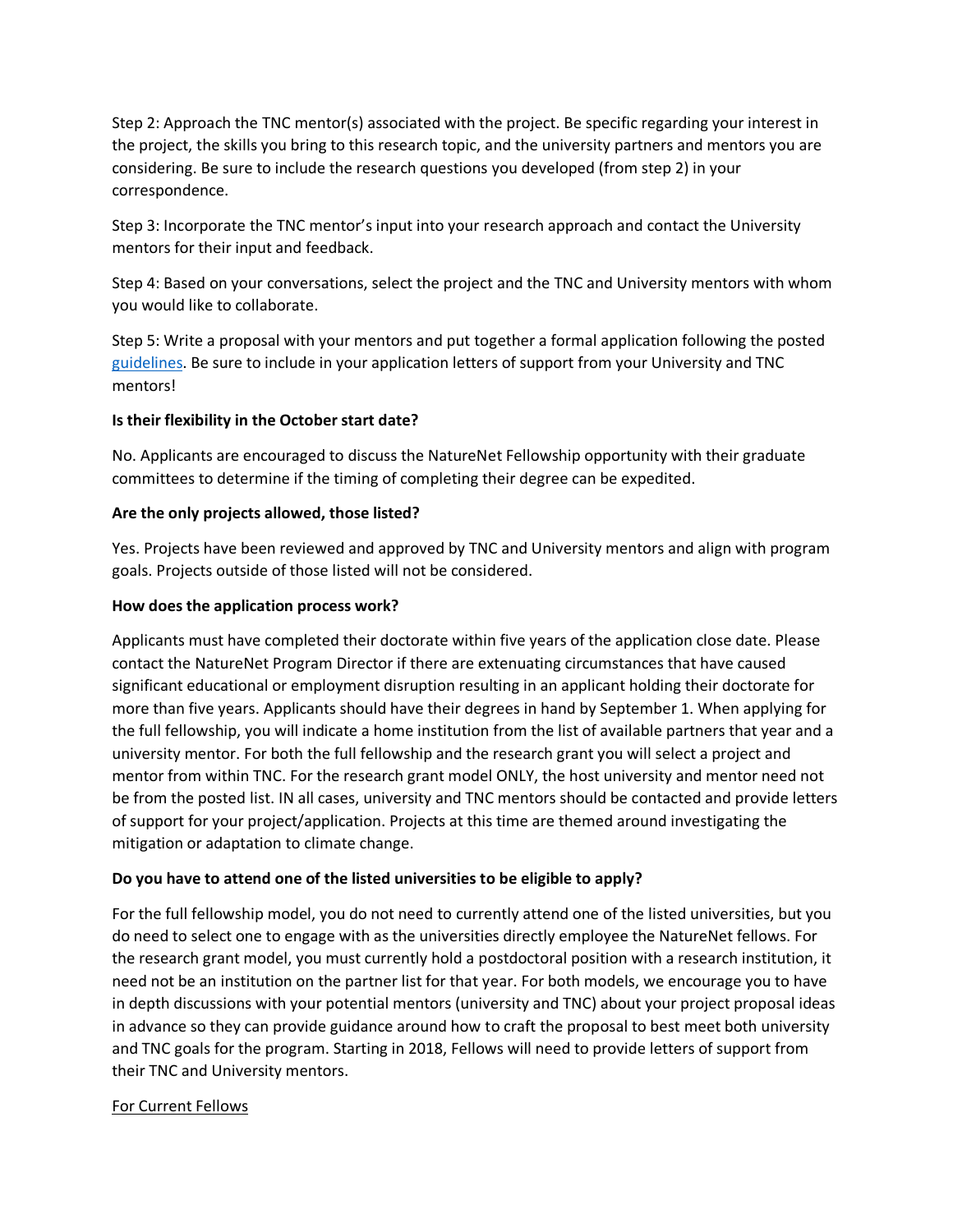Step 2: Approach the TNC mentor(s) associated with the project. Be specific regarding your interest in the project, the skills you bring to this research topic, and the university partners and mentors you are considering. Be sure to include the research questions you developed (from step 2) in your correspondence.

Step 3: Incorporate the TNC mentor's input into your research approach and contact the University mentors for their input and feedback.

Step 4: Based on your conversations, select the project and the TNC and University mentors with whom you would like to collaborate.

Step 5: Write a proposal with your mentors and put together a formal application following the posted [guidelines](). Be sure to include in your application letters of support from your University and TNC mentors!

**Is their flexibility in the October start date?**

No. Applicants are encouraged to discuss the NatureNet Fellowship opportunity with their graduate committees to determine if the timing of completing their degree can be expedited.

**Are the only projects allowed, those listed?**

Yes. Projects have been reviewed and approved by TNC and University mentors and align with program goals. Projects outside of those listed will not be considered.

**How does the application process work?**

Applicants must have completed their doctorate within five years of the application close date. Please contact the NatureNet Program Director if there are extenuating circumstances that have caused significant educational or employment disruption resulting in an applicant holding their doctorate for more than five years. Applicants should have their degrees in hand by September 1. When applying for the full fellowship, you will indicate a home institution from the list of available partners that year and a university mentor. For both the full fellowship and the research grant you will select a project and mentor from within TNC. For the research grant model ONLY, the host university and mentor need not be from the posted list. IN all cases, university and TNC mentors should be contacted and provide letters of support for your project/application. Projects at this time are themed around investigating the mitigation or adaptation to climate change.

**Do you have to attend one of the listed universities to be eligible to apply?**

For the full fellowship model, you do not need to currently attend one of the listed universities, but you do need to select one to engage with as the universities directly employee the NatureNet fellows. For the research grant model, you must currently hold a postdoctoral position with a research institution, it need not be an institution on the partner list for that year. For both models, we encourage you to have in depth discussions with your potential mentors (university and TNC) about your project proposal ideas in advance so they can provide guidance around how to craft the proposal to best meet both university and TNC goals for the program. Starting in 2018, Fellows will need to provide letters of support from their TNC and University mentors.

<u>For Current Fellows</u>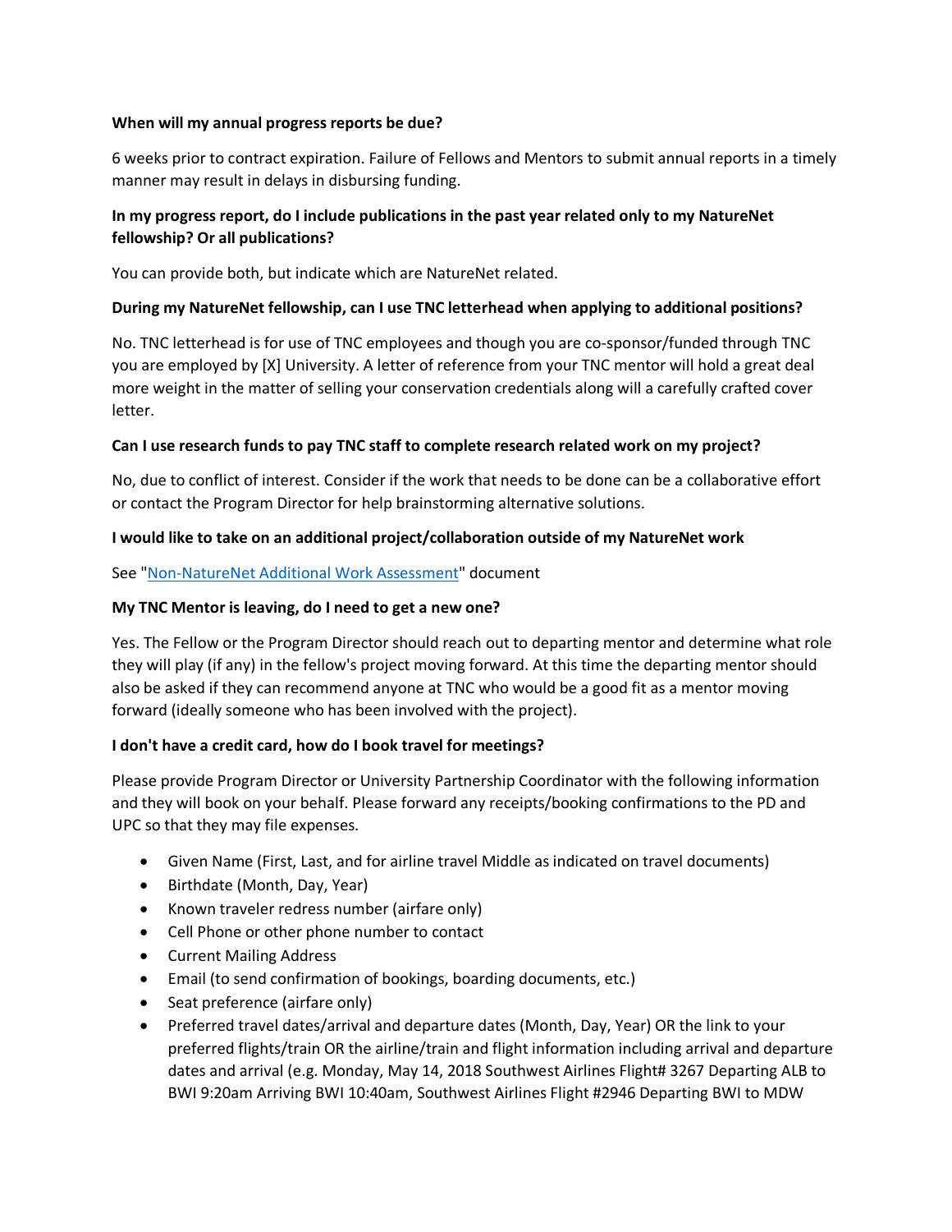**When will my annual progress reports be due?**

6 weeks prior to contract expiration. Failure of Fellows and Mentors to submit annual reports in a timely manner may result in delays in disbursing funding.

**In my progress report, do I include publications in the past year related only to my NatureNet fellowship? Or all publications?**

You can provide both, but indicate which are NatureNet related.

**During my NatureNet fellowship, can I use TNC letterhead when applying to additional positions?**

No. TNC letterhead is for use of TNC employees and though you are co-sponsor/funded through TNC you are employed by [X] University. A letter of reference from your TNC mentor will hold a great deal more weight in the matter of selling your conservation credentials along will a carefully crafted cover letter.

**Can I use research funds to pay TNC staff to complete research related work on my project?**

No, due to conflict of interest. Consider if the work that needs to be done can be a collaborative effort or contact the Program Director for help brainstorming alternative solutions.

**I would like to take on an additional project/collaboration outside of my NatureNet work**

See "Non-NatureNet Additional Work Assessment" document

**My TNC Mentor is leaving, do I need to get a new one?**

Yes. The Fellow or the Program Director should reach out to departing mentor and determine what role they will play (if any) in the fellow's project moving forward. At this time the departing mentor should also be asked if they can recommend anyone at TNC who would be a good fit as a mentor moving forward (ideally someone who has been involved with the project).

**I don't have a credit card, how do I book travel for meetings?**

Please provide Program Director or University Partnership Coordinator with the following information and they will book on your behalf. Please forward any receipts/booking confirmations to the PD and UPC so that they may file expenses.

- Given Name (First, Last, and for airline travel Middle as indicated on travel documents)
- Birthdate (Month, Day, Year)
- Known traveler redress number (airfare only)
- Cell Phone or other phone number to contact
- Current Mailing Address
- Email (to send confirmation of bookings, boarding documents, etc.)
- Seat preference (airfare only)
- Preferred travel dates/arrival and departure dates (Month, Day, Year) OR the link to your preferred flights/train OR the airline/train and flight information including arrival and departure dates and arrival (e.g. Monday, May 14, 2018 Southwest Airlines Flight# 3267 Departing ALB to BWI 9:20am Arriving BWI 10:40am, Southwest Airlines Flight #2946 Departing BWI to MDW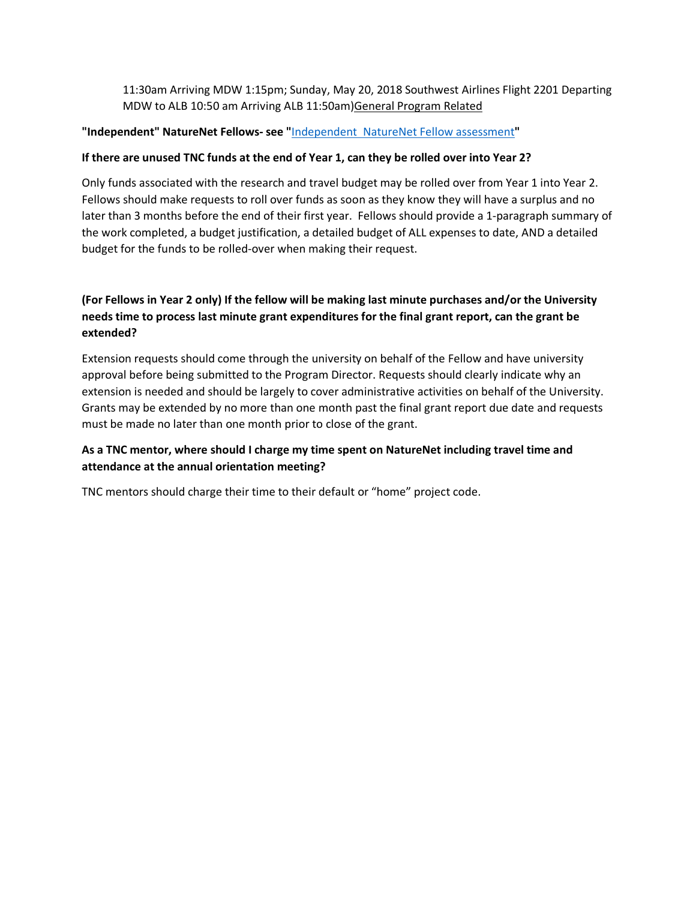11:30am Arriving MDW 1:15pm; Sunday, May 20, 2018 Southwest Airlines Flight 2201 Departing MDW to ALB 10:50 am Arriving ALB 11:50am)General Program Related

**"Independent" NatureNet Fellows- see "**Independent NatureNet Fellow assessment**"**

**If there are unused TNC funds at the end of Year 1, can they be rolled over into Year 2?**

Only funds associated with the research and travel budget may be rolled over from Year 1 into Year 2. Fellows should make requests to roll over funds as soon as they know they will have a surplus and no later than 3 months before the end of their first year. Fellows should provide a 1-paragraph summary of the work completed, a budget justification, a detailed budget of ALL expenses to date, AND a detailed budget for the funds to be rolled-over when making their request.

**(For Fellows in Year 2 only) If the fellow will be making last minute purchases and/or the University needs time to process last minute grant expenditures for the final grant report, can the grant be extended?**

Extension requests should come through the university on behalf of the Fellow and have university approval before being submitted to the Program Director. Requests should clearly indicate why an extension is needed and should be largely to cover administrative activities on behalf of the University. Grants may be extended by no more than one month past the final grant report due date and requests must be made no later than one month prior to close of the grant.

**As a TNC mentor, where should I charge my time spent on NatureNet including travel time and attendance at the annual orientation meeting?**

TNC mentors should charge their time to their default or "home" project code.